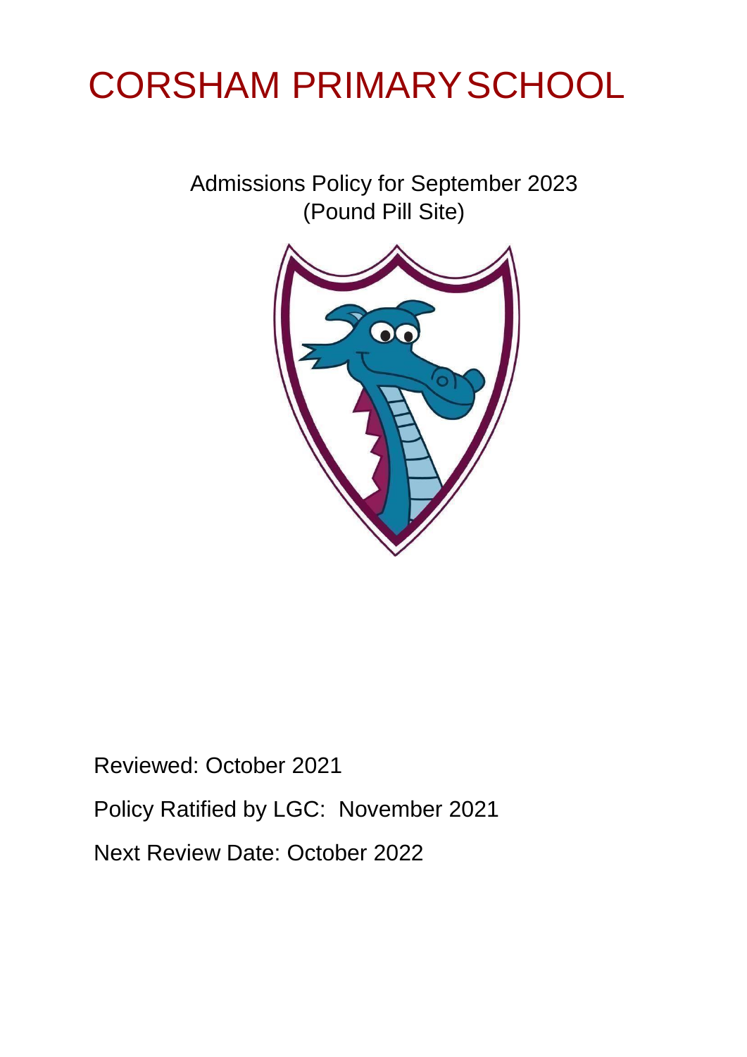# CORSHAM PRIMARY SCHOOL

Admissions Policy for September 2023
(Pound Pill Site)

Reviewed: October 2021

Policy Ratified by LGC: November 2021

Next Review Date: October 2022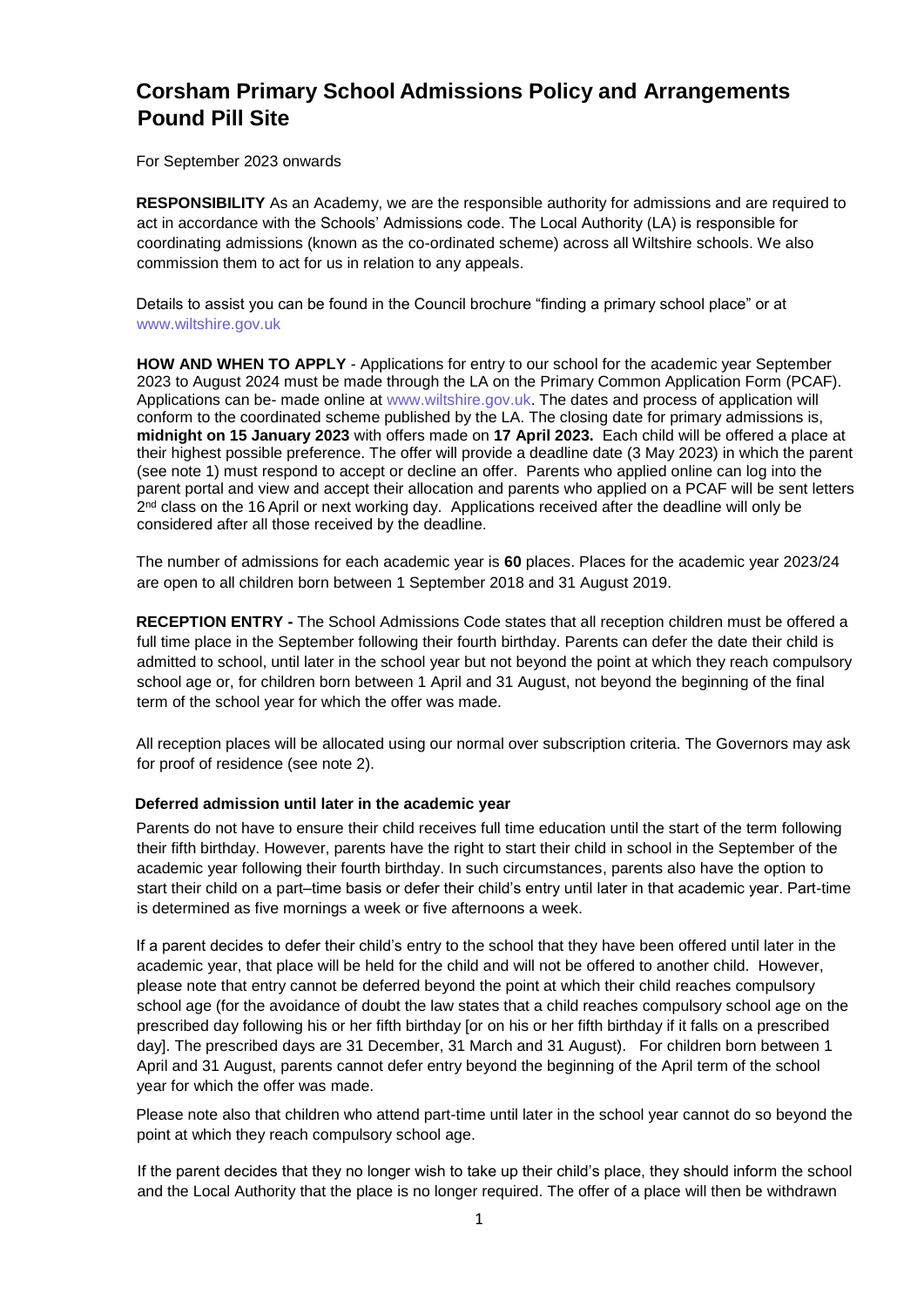# Corsham Primary School Admissions Policy and Arrangements Pound Pill Site

For September 2023 onwards

**RESPONSIBILITY** As an Academy, we are the responsible authority for admissions and are required to act in accordance with the Schools' Admissions code. The Local Authority (LA) is responsible for coordinating admissions (known as the co-ordinated scheme) across all Wiltshire schools. We also commission them to act for us in relation to any appeals.

Details to assist you can be found in the Council brochure "finding a primary school place" or at www.wiltshire.gov.uk

**HOW AND WHEN TO APPLY** - Applications for entry to our school for the academic year September 2023 to August 2024 must be made through the LA on the Primary Common Application Form (PCAF). Applications can be- made online at www.wiltshire.gov.uk. The dates and process of application will conform to the coordinated scheme published by the LA. The closing date for primary admissions is, **midnight on 15 January 2023** with offers made on **17 April 2023.** Each child will be offered a place at their highest possible preference. The offer will provide a deadline date (3 May 2023) in which the parent (see note 1) must respond to accept or decline an offer. Parents who applied online can log into the parent portal and view and accept their allocation and parents who applied on a PCAF will be sent letters 2nd class on the 16 April or next working day. Applications received after the deadline will only be considered after all those received by the deadline.

The number of admissions for each academic year is **60** places. Places for the academic year 2023/24 are open to all children born between 1 September 2018 and 31 August 2019.

**RECEPTION ENTRY -** The School Admissions Code states that all reception children must be offered a full time place in the September following their fourth birthday. Parents can defer the date their child is admitted to school, until later in the school year but not beyond the point at which they reach compulsory school age or, for children born between 1 April and 31 August, not beyond the beginning of the final term of the school year for which the offer was made.

All reception places will be allocated using our normal over subscription criteria. The Governors may ask for proof of residence (see note 2).

### Deferred admission until later in the academic year

Parents do not have to ensure their child receives full time education until the start of the term following their fifth birthday. However, parents have the right to start their child in school in the September of the academic year following their fourth birthday. In such circumstances, parents also have the option to start their child on a part–time basis or defer their child's entry until later in that academic year. Part-time is determined as five mornings a week or five afternoons a week.

If a parent decides to defer their child's entry to the school that they have been offered until later in the academic year, that place will be held for the child and will not be offered to another child. However, please note that entry cannot be deferred beyond the point at which their child reaches compulsory school age (for the avoidance of doubt the law states that a child reaches compulsory school age on the prescribed day following his or her fifth birthday [or on his or her fifth birthday if it falls on a prescribed day]. The prescribed days are 31 December, 31 March and 31 August). For children born between 1 April and 31 August, parents cannot defer entry beyond the beginning of the April term of the school year for which the offer was made.

Please note also that children who attend part-time until later in the school year cannot do so beyond the point at which they reach compulsory school age.

If the parent decides that they no longer wish to take up their child's place, they should inform the school and the Local Authority that the place is no longer required. The offer of a place will then be withdrawn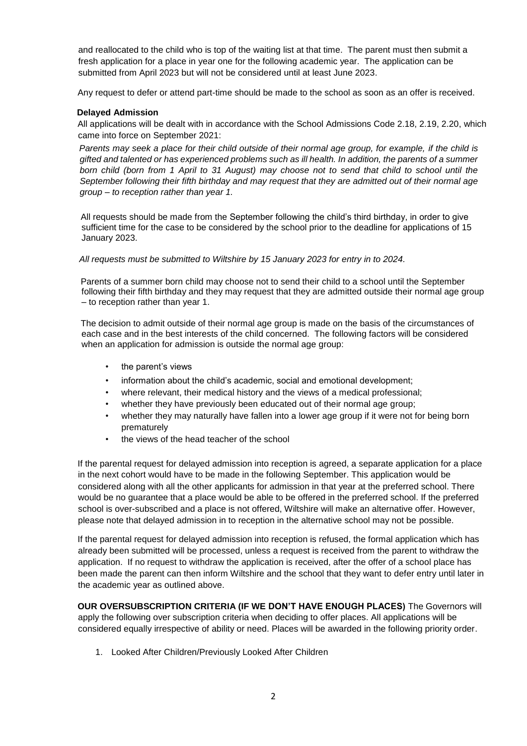and reallocated to the child who is top of the waiting list at that time. The parent must then submit a fresh application for a place in year one for the following academic year. The application can be submitted from April 2023 but will not be considered until at least June 2023.

Any request to defer or attend part-time should be made to the school as soon as an offer is received.

**Delayed Admission**

All applications will be dealt with in accordance with the School Admissions Code 2.18, 2.19, 2.20, which came into force on September 2021:

*Parents may seek a place for their child outside of their normal age group, for example, if the child is gifted and talented or has experienced problems such as ill health. In addition, the parents of a summer born child (born from 1 April to 31 August) may choose not to send that child to school until the September following their fifth birthday and may request that they are admitted out of their normal age group – to reception rather than year 1.*

All requests should be made from the September following the child's third birthday, in order to give sufficient time for the case to be considered by the school prior to the deadline for applications of 15 January 2023.

*All requests must be submitted to Wiltshire by 15 January 2023 for entry in to 2024.*

Parents of a summer born child may choose not to send their child to a school until the September following their fifth birthday and they may request that they are admitted outside their normal age group – to reception rather than year 1.

The decision to admit outside of their normal age group is made on the basis of the circumstances of each case and in the best interests of the child concerned. The following factors will be considered when an application for admission is outside the normal age group:

- the parent's views
- information about the child's academic, social and emotional development;
- where relevant, their medical history and the views of a medical professional;
- whether they have previously been educated out of their normal age group;
- whether they may naturally have fallen into a lower age group if it were not for being born prematurely
- the views of the head teacher of the school

If the parental request for delayed admission into reception is agreed, a separate application for a place in the next cohort would have to be made in the following September. This application would be considered along with all the other applicants for admission in that year at the preferred school. There would be no guarantee that a place would be able to be offered in the preferred school. If the preferred school is over-subscribed and a place is not offered, Wiltshire will make an alternative offer. However, please note that delayed admission in to reception in the alternative school may not be possible.

If the parental request for delayed admission into reception is refused, the formal application which has already been submitted will be processed, unless a request is received from the parent to withdraw the application. If no request to withdraw the application is received, after the offer of a school place has been made the parent can then inform Wiltshire and the school that they want to defer entry until later in the academic year as outlined above.

**OUR OVERSUBSCRIPTION CRITERIA (IF WE DON'T HAVE ENOUGH PLACES)** The Governors will apply the following over subscription criteria when deciding to offer places. All applications will be considered equally irrespective of ability or need. Places will be awarded in the following priority order.

1. Looked After Children/Previously Looked After Children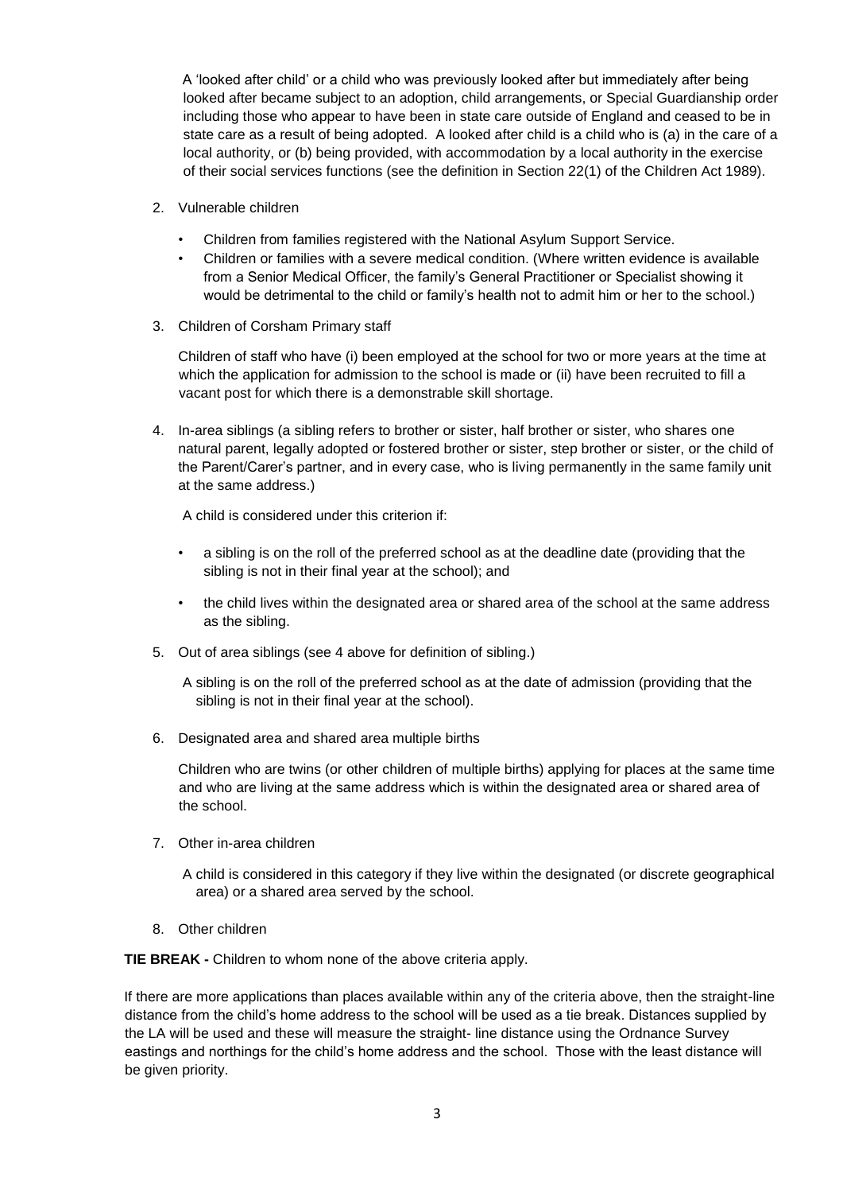A 'looked after child' or a child who was previously looked after but immediately after being looked after became subject to an adoption, child arrangements, or Special Guardianship order including those who appear to have been in state care outside of England and ceased to be in state care as a result of being adopted. A looked after child is a child who is (a) in the care of a local authority, or (b) being provided, with accommodation by a local authority in the exercise of their social services functions (see the definition in Section 22(1) of the Children Act 1989).

2. Vulnerable children

   - Children from families registered with the National Asylum Support Service.
   - Children or families with a severe medical condition. (Where written evidence is available from a Senior Medical Officer, the family's General Practitioner or Specialist showing it would be detrimental to the child or family's health not to admit him or her to the school.)

3. Children of Corsham Primary staff

   Children of staff who have (i) been employed at the school for two or more years at the time at which the application for admission to the school is made or (ii) have been recruited to fill a vacant post for which there is a demonstrable skill shortage.

4. In-area siblings (a sibling refers to brother or sister, half brother or sister, who shares one natural parent, legally adopted or fostered brother or sister, step brother or sister, or the child of the Parent/Carer's partner, and in every case, who is living permanently in the same family unit at the same address.)

   A child is considered under this criterion if:

   - a sibling is on the roll of the preferred school as at the deadline date (providing that the sibling is not in their final year at the school); and
   - the child lives within the designated area or shared area of the school at the same address as the sibling.

5. Out of area siblings (see 4 above for definition of sibling.)

   A sibling is on the roll of the preferred school as at the date of admission (providing that the sibling is not in their final year at the school).

6. Designated area and shared area multiple births

   Children who are twins (or other children of multiple births) applying for places at the same time and who are living at the same address which is within the designated area or shared area of the school.

7. Other in-area children

   A child is considered in this category if they live within the designated (or discrete geographical area) or a shared area served by the school.

8. Other children

**TIE BREAK -** Children to whom none of the above criteria apply.

If there are more applications than places available within any of the criteria above, then the straight-line distance from the child's home address to the school will be used as a tie break. Distances supplied by the LA will be used and these will measure the straight- line distance using the Ordnance Survey eastings and northings for the child's home address and the school. Those with the least distance will be given priority.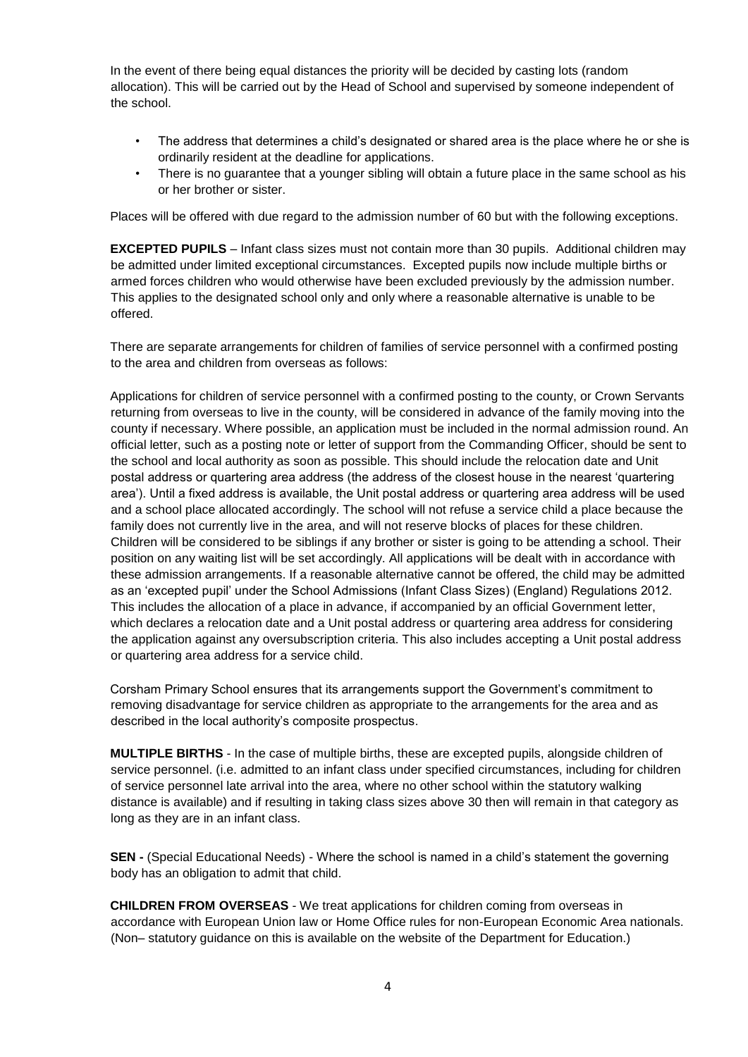In the event of there being equal distances the priority will be decided by casting lots (random allocation). This will be carried out by the Head of School and supervised by someone independent of the school.

- The address that determines a child's designated or shared area is the place where he or she is ordinarily resident at the deadline for applications.
- There is no guarantee that a younger sibling will obtain a future place in the same school as his or her brother or sister.

Places will be offered with due regard to the admission number of 60 but with the following exceptions.

**EXCEPTED PUPILS** – Infant class sizes must not contain more than 30 pupils. Additional children may be admitted under limited exceptional circumstances. Excepted pupils now include multiple births or armed forces children who would otherwise have been excluded previously by the admission number. This applies to the designated school only and only where a reasonable alternative is unable to be offered.

There are separate arrangements for children of families of service personnel with a confirmed posting to the area and children from overseas as follows:

Applications for children of service personnel with a confirmed posting to the county, or Crown Servants returning from overseas to live in the county, will be considered in advance of the family moving into the county if necessary. Where possible, an application must be included in the normal admission round. An official letter, such as a posting note or letter of support from the Commanding Officer, should be sent to the school and local authority as soon as possible. This should include the relocation date and Unit postal address or quartering area address (the address of the closest house in the nearest 'quartering area'). Until a fixed address is available, the Unit postal address or quartering area address will be used and a school place allocated accordingly. The school will not refuse a service child a place because the family does not currently live in the area, and will not reserve blocks of places for these children. Children will be considered to be siblings if any brother or sister is going to be attending a school. Their position on any waiting list will be set accordingly. All applications will be dealt with in accordance with these admission arrangements. If a reasonable alternative cannot be offered, the child may be admitted as an 'excepted pupil' under the School Admissions (Infant Class Sizes) (England) Regulations 2012. This includes the allocation of a place in advance, if accompanied by an official Government letter, which declares a relocation date and a Unit postal address or quartering area address for considering the application against any oversubscription criteria. This also includes accepting a Unit postal address or quartering area address for a service child.

Corsham Primary School ensures that its arrangements support the Government's commitment to removing disadvantage for service children as appropriate to the arrangements for the area and as described in the local authority's composite prospectus.

**MULTIPLE BIRTHS** - In the case of multiple births, these are excepted pupils, alongside children of service personnel. (i.e. admitted to an infant class under specified circumstances, including for children of service personnel late arrival into the area, where no other school within the statutory walking distance is available) and if resulting in taking class sizes above 30 then will remain in that category as long as they are in an infant class.

**SEN -** (Special Educational Needs) - Where the school is named in a child's statement the governing body has an obligation to admit that child.

**CHILDREN FROM OVERSEAS** - We treat applications for children coming from overseas in accordance with European Union law or Home Office rules for non-European Economic Area nationals. (Non– statutory guidance on this is available on the website of the Department for Education.)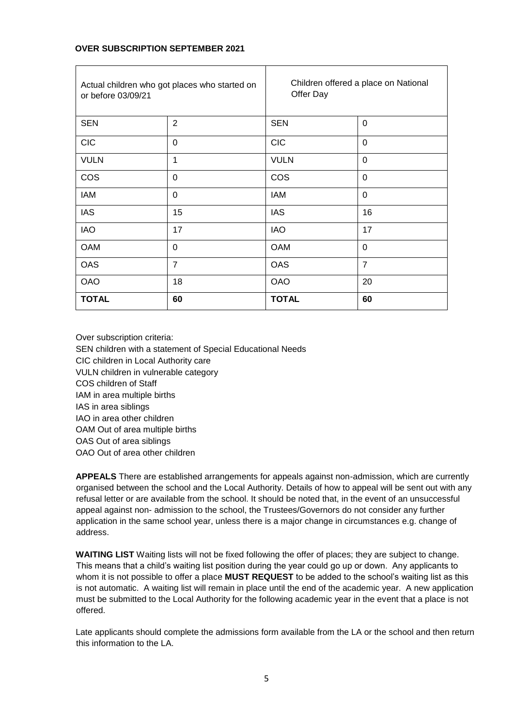**OVER SUBSCRIPTION SEPTEMBER 2021**

| Actual children who got places who started on or before 03/09/21 | | Children offered a place on National Offer Day | |
|---|---|---|---|
| SEN | 2 | SEN | 0 |
| CIC | 0 | CIC | 0 |
| VULN | 1 | VULN | 0 |
| COS | 0 | COS | 0 |
| IAM | 0 | IAM | 0 |
| IAS | 15 | IAS | 16 |
| IAO | 17 | IAO | 17 |
| OAM | 0 | OAM | 0 |
| OAS | 7 | OAS | 7 |
| OAO | 18 | OAO | 20 |
| **TOTAL** | **60** | **TOTAL** | **60** |

Over subscription criteria:
SEN children with a statement of Special Educational Needs
CIC children in Local Authority care
VULN children in vulnerable category
COS children of Staff
IAM in area multiple births
IAS in area siblings
IAO in area other children
OAM Out of area multiple births
OAS Out of area siblings
OAO Out of area other children

**APPEALS** There are established arrangements for appeals against non-admission, which are currently organised between the school and the Local Authority. Details of how to appeal will be sent out with any refusal letter or are available from the school. It should be noted that, in the event of an unsuccessful appeal against non- admission to the school, the Trustees/Governors do not consider any further application in the same school year, unless there is a major change in circumstances e.g. change of address.

**WAITING LIST** Waiting lists will not be fixed following the offer of places; they are subject to change. This means that a child's waiting list position during the year could go up or down. Any applicants to whom it is not possible to offer a place **MUST REQUEST** to be added to the school's waiting list as this is not automatic. A waiting list will remain in place until the end of the academic year. A new application must be submitted to the Local Authority for the following academic year in the event that a place is not offered.

Late applicants should complete the admissions form available from the LA or the school and then return this information to the LA.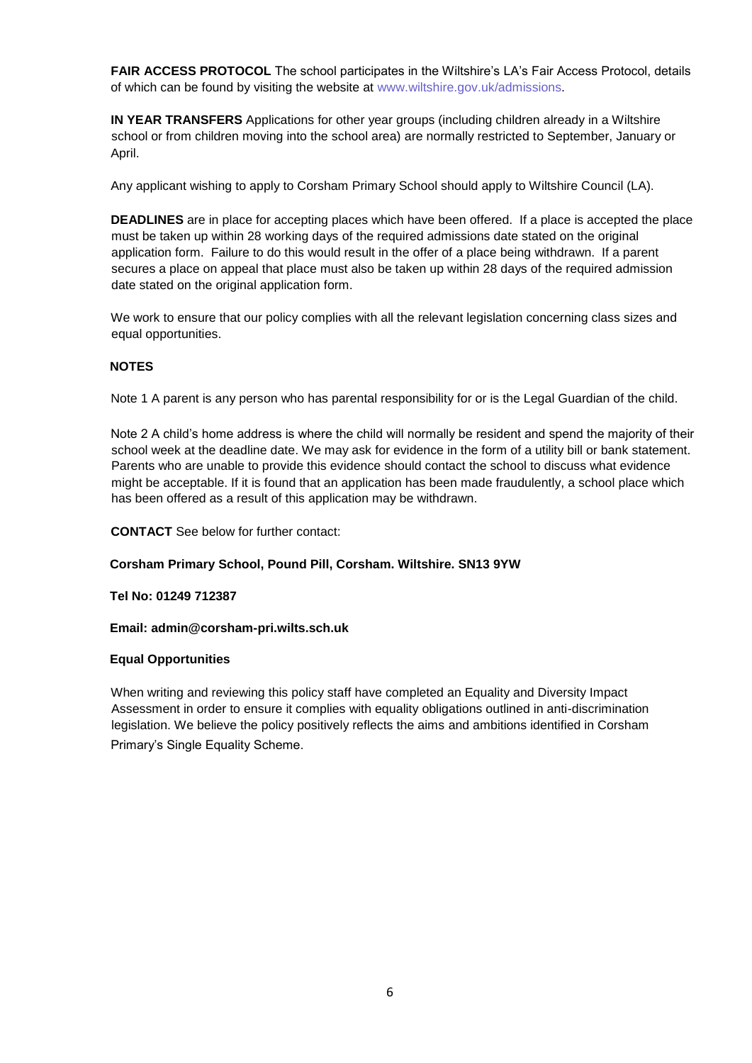**FAIR ACCESS PROTOCOL** The school participates in the Wiltshire's LA's Fair Access Protocol, details of which can be found by visiting the website at www.wiltshire.gov.uk/admissions.

**IN YEAR TRANSFERS** Applications for other year groups (including children already in a Wiltshire school or from children moving into the school area) are normally restricted to September, January or April.

Any applicant wishing to apply to Corsham Primary School should apply to Wiltshire Council (LA).

**DEADLINES** are in place for accepting places which have been offered. If a place is accepted the place must be taken up within 28 working days of the required admissions date stated on the original application form. Failure to do this would result in the offer of a place being withdrawn. If a parent secures a place on appeal that place must also be taken up within 28 days of the required admission date stated on the original application form.

We work to ensure that our policy complies with all the relevant legislation concerning class sizes and equal opportunities.

**NOTES**

Note 1 A parent is any person who has parental responsibility for or is the Legal Guardian of the child.

Note 2 A child's home address is where the child will normally be resident and spend the majority of their school week at the deadline date. We may ask for evidence in the form of a utility bill or bank statement. Parents who are unable to provide this evidence should contact the school to discuss what evidence might be acceptable. If it is found that an application has been made fraudulently, a school place which has been offered as a result of this application may be withdrawn.

**CONTACT** See below for further contact:

**Corsham Primary School, Pound Pill, Corsham. Wiltshire. SN13 9YW**

**Tel No: 01249 712387**

**Email: admin@corsham-pri.wilts.sch.uk**

**Equal Opportunities**

When writing and reviewing this policy staff have completed an Equality and Diversity Impact Assessment in order to ensure it complies with equality obligations outlined in anti-discrimination legislation. We believe the policy positively reflects the aims and ambitions identified in Corsham Primary's Single Equality Scheme.